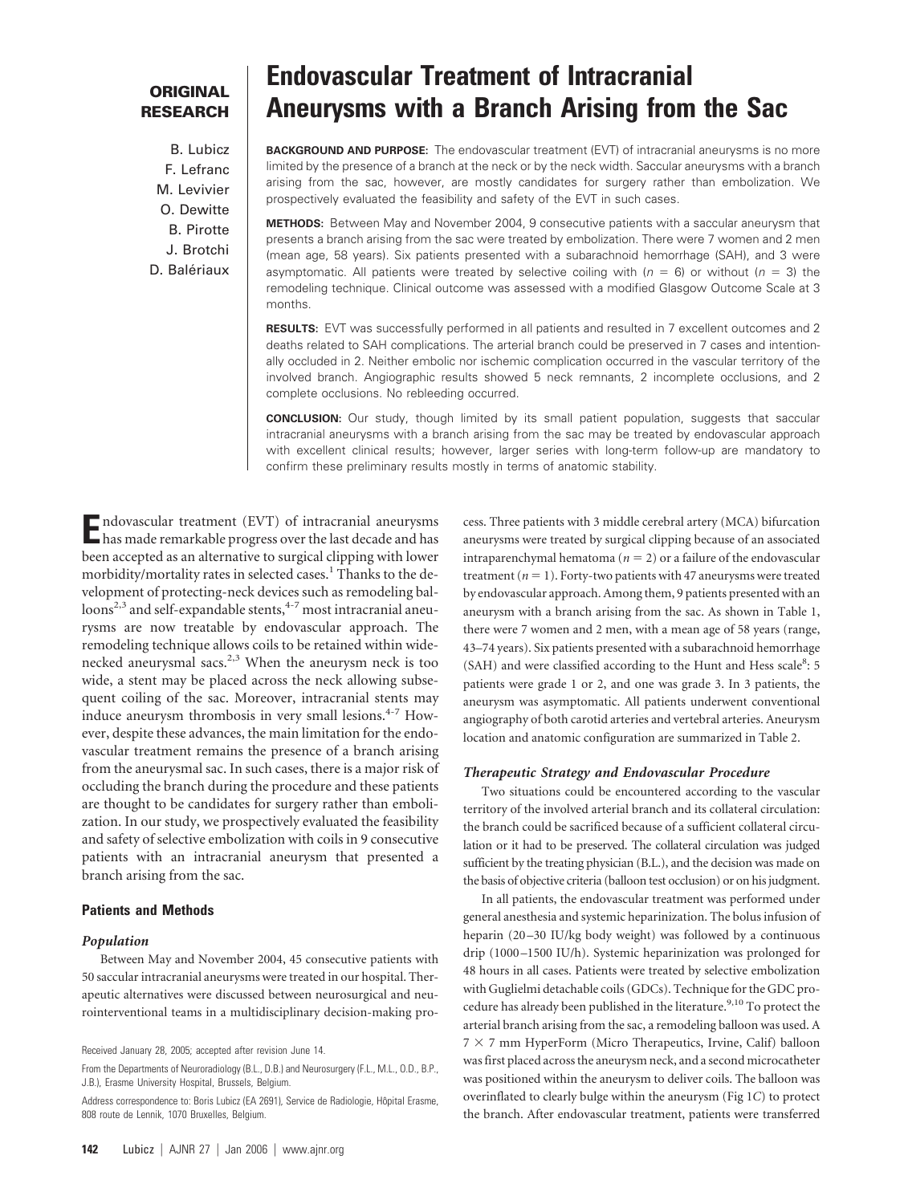**ORIGINAL RESEARCH**

# Endovascular Treatment of Intracranial Aneurysms with a Branch Arising from the Sac

B. Lubicz
F. Lefranc
M. Levivier
O. Dewitte
B. Pirotte
J. Brotchi
D. Balériaux

**BACKGROUND AND PURPOSE:** The endovascular treatment (EVT) of intracranial aneurysms is no more limited by the presence of a branch at the neck or by the neck width. Saccular aneurysms with a branch arising from the sac, however, are mostly candidates for surgery rather than embolization. We prospectively evaluated the feasibility and safety of the EVT in such cases.

**METHODS:** Between May and November 2004, 9 consecutive patients with a saccular aneurysm that presents a branch arising from the sac were treated by embolization. There were 7 women and 2 men (mean age, 58 years). Six patients presented with a subarachnoid hemorrhage (SAH), and 3 were asymptomatic. All patients were treated by selective coiling with ($n$ = 6) or without ($n$ = 3) the remodeling technique. Clinical outcome was assessed with a modified Glasgow Outcome Scale at 3 months.

**RESULTS:** EVT was successfully performed in all patients and resulted in 7 excellent outcomes and 2 deaths related to SAH complications. The arterial branch could be preserved in 7 cases and intentionally occluded in 2. Neither embolic nor ischemic complication occurred in the vascular territory of the involved branch. Angiographic results showed 5 neck remnants, 2 incomplete occlusions, and 2 complete occlusions. No rebleeding occurred.

**CONCLUSION:** Our study, though limited by its small patient population, suggests that saccular intracranial aneurysms with a branch arising from the sac may be treated by endovascular approach with excellent clinical results; however, larger series with long-term follow-up are mandatory to confirm these preliminary results mostly in terms of anatomic stability.

Endovascular treatment (EVT) of intracranial aneurysms has made remarkable progress over the last decade and has been accepted as an alternative to surgical clipping with lower morbidity/mortality rates in selected cases.[1] Thanks to the development of protecting-neck devices such as remodeling balloons[2,3] and self-expandable stents,[4-7] most intracranial aneurysms are now treatable by endovascular approach. The remodeling technique allows coils to be retained within wide-necked aneurysmal sacs.[2,3] When the aneurysm neck is too wide, a stent may be placed across the neck allowing subsequent coiling of the sac. Moreover, intracranial stents may induce aneurysm thrombosis in very small lesions.[4-7] However, despite these advances, the main limitation for the endovascular treatment remains the presence of a branch arising from the aneurysmal sac. In such cases, there is a major risk of occluding the branch during the procedure and these patients are thought to be candidates for surgery rather than embolization. In our study, we prospectively evaluated the feasibility and safety of selective embolization with coils in 9 consecutive patients with an intracranial aneurysm that presented a branch arising from the sac.

## Patients and Methods

### *Population*

Between May and November 2004, 45 consecutive patients with 50 saccular intracranial aneurysms were treated in our hospital. Therapeutic alternatives were discussed between neurosurgical and neurointerventional teams in a multidisciplinary decision-making process. Three patients with 3 middle cerebral artery (MCA) bifurcation aneurysms were treated by surgical clipping because of an associated intraparenchymal hematoma ($n$ = 2) or a failure of the endovascular treatment ($n$ = 1). Forty-two patients with 47 aneurysms were treated by endovascular approach. Among them, 9 patients presented with an aneurysm with a branch arising from the sac. As shown in Table 1, there were 7 women and 2 men, with a mean age of 58 years (range, 43–74 years). Six patients presented with a subarachnoid hemorrhage (SAH) and were classified according to the Hunt and Hess scale[8]: 5 patients were grade 1 or 2, and one was grade 3. In 3 patients, the aneurysm was asymptomatic. All patients underwent conventional angiography of both carotid arteries and vertebral arteries. Aneurysm location and anatomic configuration are summarized in Table 2.

### *Therapeutic Strategy and Endovascular Procedure*

Two situations could be encountered according to the vascular territory of the involved arterial branch and its collateral circulation: the branch could be sacrificed because of a sufficient collateral circulation or it had to be preserved. The collateral circulation was judged sufficient by the treating physician (B.L.), and the decision was made on the basis of objective criteria (balloon test occlusion) or on his judgment.

In all patients, the endovascular treatment was performed under general anesthesia and systemic heparinization. The bolus infusion of heparin (20–30 IU/kg body weight) was followed by a continuous drip (1000–1500 IU/h). Systemic heparinization was prolonged for 48 hours in all cases. Patients were treated by selective embolization with Guglielmi detachable coils (GDCs). Technique for the GDC procedure has already been published in the literature.[9,10] To protect the arterial branch arising from the sac, a remodeling balloon was used. A 7 × 7 mm HyperForm (Micro Therapeutics, Irvine, Calif) balloon was first placed across the aneurysm neck, and a second microcatheter was positioned within the aneurysm to deliver coils. The balloon was overinflated to clearly bulge within the aneurysm (Fig 1*C*) to protect the branch. After endovascular treatment, patients were transferred

Received January 28, 2005; accepted after revision June 14.

From the Departments of Neuroradiology (B.L., D.B.) and Neurosurgery (F.L., M.L., O.D., B.P., J.B.), Erasme University Hospital, Brussels, Belgium.

Address correspondence to: Boris Lubicz (EA 2691), Service de Radiologie, Hôpital Erasme, 808 route de Lennik, 1070 Bruxelles, Belgium.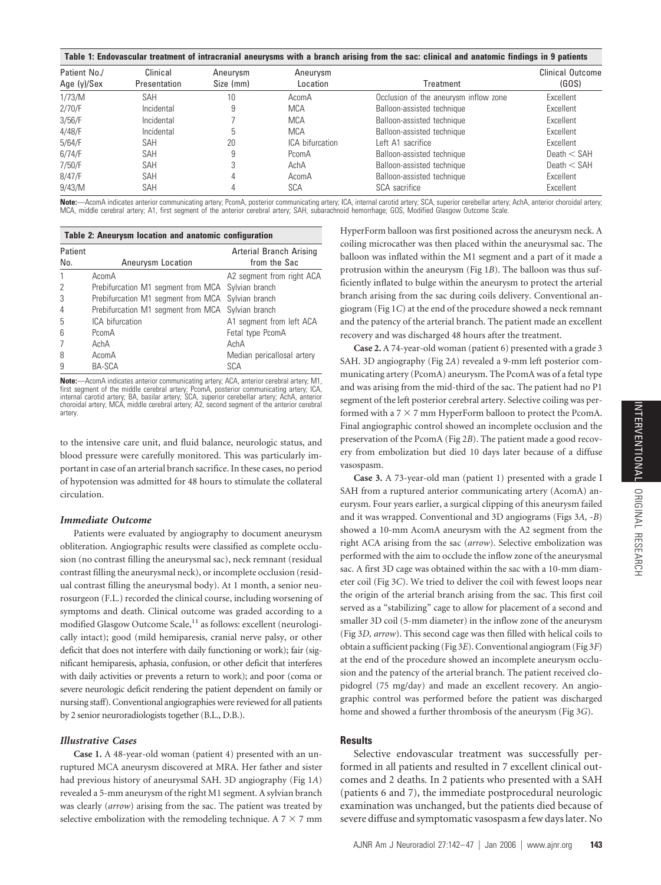**Table 1: Endovascular treatment of intracranial aneurysms with a branch arising from the sac: clinical and anatomic findings in 9 patients**

| Patient No./ Age (y)/Sex | Clinical Presentation | Aneurysm Size (mm) | Aneurysm Location | Treatment | Clinical Outcome (GOS) |
|---|---|---|---|---|---|
| 1/73/M | SAH | 10 | AcomA | Occlusion of the aneurysm inflow zone | Excellent |
| 2/70/F | Incidental | 9 | MCA | Balloon-assisted technique | Excellent |
| 3/56/F | Incidental | 7 | MCA | Balloon-assisted technique | Excellent |
| 4/48/F | Incidental | 5 | MCA | Balloon-assisted technique | Excellent |
| 5/64/F | SAH | 20 | ICA bifurcation | Left A1 sacrifice | Excellent |
| 6/74/F | SAH | 9 | PcomA | Balloon-assisted technique | Death < SAH |
| 7/50/F | SAH | 3 | AchA | Balloon-assisted technique | Death < SAH |
| 8/47/F | SAH | 4 | AcomA | Balloon-assisted technique | Excellent |
| 9/43/M | SAH | 4 | SCA | SCA sacrifice | Excellent |

**Note:**—AcomA indicates anterior communicating artery; PcomA, posterior communicating artery; ICA, internal carotid artery; SCA, superior cerebellar artery; AchA, anterior choroidal artery; MCA, middle cerebral artery; A1, first segment of the anterior cerebral artery; SAH, subarachnoid hemorrhage; GOS, Modified Glasgow Outcome Scale.

**Table 2: Aneurysm location and anatomic configuration**

| Patient No. | Aneurysm Location | Arterial Branch Arising from the Sac |
|---|---|---|
| 1 | AcomA | A2 segment from right ACA |
| 2 | Prebifurcation M1 segment from MCA | Sylvian branch |
| 3 | Prebifurcation M1 segment from MCA | Sylvian branch |
| 4 | Prebifurcation M1 segment from MCA | Sylvian branch |
| 5 | ICA bifurcation | A1 segment from left ACA |
| 6 | PcomA | Fetal type PcomA |
| 7 | AchA | AchA |
| 8 | AcomA | Median pericallosal artery |
| 9 | BA-SCA | SCA |

**Note:**—AcomA indicates anterior communicating artery; ACA, anterior cerebral artery; M1, first segment of the middle cerebral artery; PcomA, posterior communicating artery; ICA, internal carotid artery; BA, basilar artery; SCA, superior cerebellar artery; AchA, anterior choroidal artery; MCA, middle cerebral artery; A2, second segment of the anterior cerebral artery.

to the intensive care unit, and fluid balance, neurologic status, and blood pressure were carefully monitored. This was particularly important in case of an arterial branch sacrifice. In these cases, no period of hypotension was admitted for 48 hours to stimulate the collateral circulation.

### *Immediate Outcome*

Patients were evaluated by angiography to document aneurysm obliteration. Angiographic results were classified as complete occlusion (no contrast filling the aneurysmal sac), neck remnant (residual contrast filling the aneurysmal neck), or incomplete occlusion (residual contrast filling the aneurysmal body). At 1 month, a senior neurosurgeon (F.L.) recorded the clinical course, including worsening of symptoms and death. Clinical outcome was graded according to a modified Glasgow Outcome Scale,[11] as follows: excellent (neurologically intact); good (mild hemiparesis, cranial nerve palsy, or other deficit that does not interfere with daily functioning or work); fair (significant hemiparesis, aphasia, confusion, or other deficit that interferes with daily activities or prevents a return to work); and poor (coma or severe neurologic deficit rendering the patient dependent on family or nursing staff). Conventional angiographies were reviewed for all patients by 2 senior neuroradiologists together (B.L., D.B.).

### *Illustrative Cases*

**Case 1.** A 48-year-old woman (patient 4) presented with an unruptured MCA aneurysm discovered at MRA. Her father and sister had previous history of aneurysmal SAH. 3D angiography (Fig 1*A*) revealed a 5-mm aneurysm of the right M1 segment. A sylvian branch was clearly (*arrow*) arising from the sac. The patient was treated by selective embolization with the remodeling technique. A 7 × 7 mm HyperForm balloon was first positioned across the aneurysm neck. A coiling microcatheter was then placed within the aneurysmal sac. The balloon was inflated within the M1 segment and a part of it made a protrusion within the aneurysm (Fig 1*B*). The balloon was thus sufficiently inflated to bulge within the aneurysm to protect the arterial branch arising from the sac during coils delivery. Conventional angiogram (Fig 1*C*) at the end of the procedure showed a neck remnant and the patency of the arterial branch. The patient made an excellent recovery and was discharged 48 hours after the treatment.

**Case 2.** A 74-year-old woman (patient 6) presented with a grade 3 SAH. 3D angiography (Fig 2*A*) revealed a 9-mm left posterior communicating artery (PcomA) aneurysm. The PcomA was of a fetal type and was arising from the mid-third of the sac. The patient had no P1 segment of the left posterior cerebral artery. Selective coiling was performed with a 7 × 7 mm HyperForm balloon to protect the PcomA. Final angiographic control showed an incomplete occlusion and the preservation of the PcomA (Fig 2*B*). The patient made a good recovery from embolization but died 10 days later because of a diffuse vasospasm.

**Case 3.** A 73-year-old man (patient 1) presented with a grade I SAH from a ruptured anterior communicating artery (AcomA) aneurysm. Four years earlier, a surgical clipping of this aneurysm failed and it was wrapped. Conventional and 3D angiograms (Figs 3*A*, -*B*) showed a 10-mm AcomA aneurysm with the A2 segment from the right ACA arising from the sac (*arrow*). Selective embolization was performed with the aim to occlude the inflow zone of the aneurysmal sac. A first 3D cage was obtained within the sac with a 10-mm diameter coil (Fig 3*C*). We tried to deliver the coil with fewest loops near the origin of the arterial branch arising from the sac. This first coil served as a "stabilizing" cage to allow for placement of a second and smaller 3D coil (5-mm diameter) in the inflow zone of the aneurysm (Fig 3*D*, *arrow*). This second cage was then filled with helical coils to obtain a sufficient packing (Fig 3*E*). Conventional angiogram (Fig 3*F*) at the end of the procedure showed an incomplete aneurysm occlusion and the patency of the arterial branch. The patient received clopidogrel (75 mg/day) and made an excellent recovery. An angiographic control was performed before the patient was discharged home and showed a further thrombosis of the aneurysm (Fig 3*G*).

## Results

Selective endovascular treatment was successfully performed in all patients and resulted in 7 excellent clinical outcomes and 2 deaths. In 2 patients who presented with a SAH (patients 6 and 7), the immediate postprocedural neurologic examination was unchanged, but the patients died because of severe diffuse and symptomatic vasospasm a few days later. No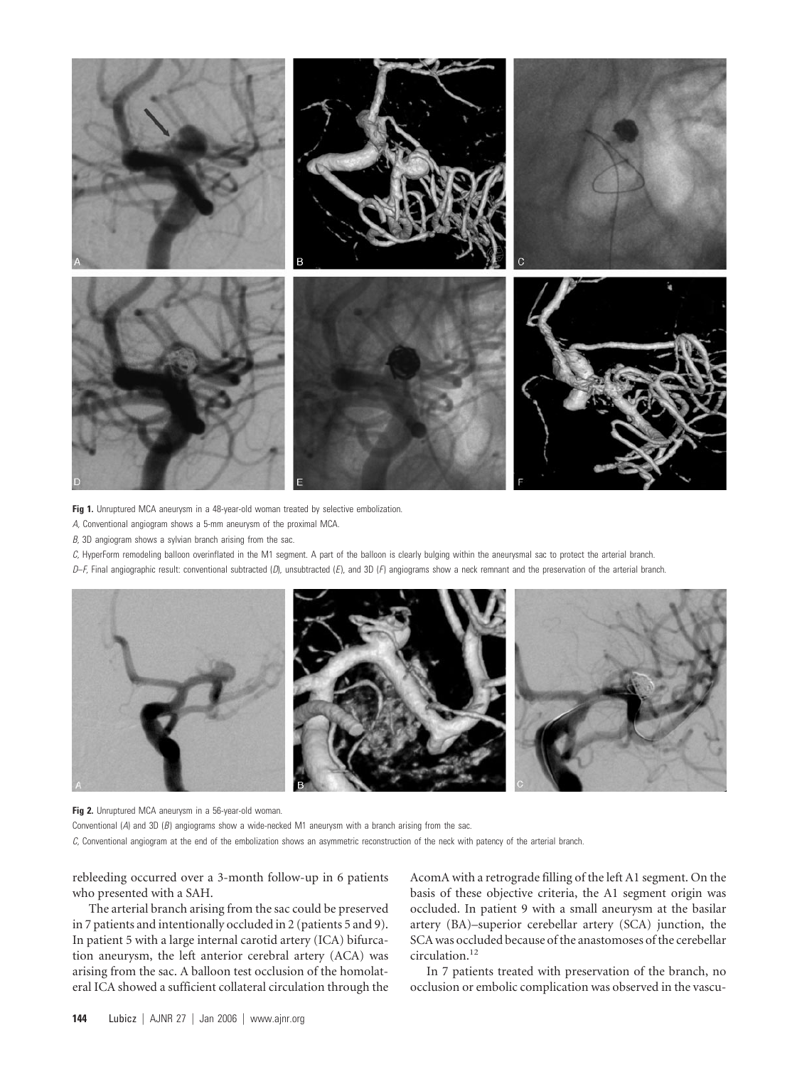**Fig 1.** Unruptured MCA aneurysm in a 48-year-old woman treated by selective embolization.

*A,* Conventional angiogram shows a 5-mm aneurysm of the proximal MCA.

*B,* 3D angiogram shows a sylvian branch arising from the sac.

*C,* HyperForm remodeling balloon overinflated in the M1 segment. A part of the balloon is clearly bulging within the aneurysmal sac to protect the arterial branch.

*D–F,* Final angiographic result: conventional subtracted (*D*), unsubtracted (*E*), and 3D (*F*) angiograms show a neck remnant and the preservation of the arterial branch.

**Fig 2.** Unruptured MCA aneurysm in a 56-year-old woman.

Conventional (*A*) and 3D (*B*) angiograms show a wide-necked M1 aneurysm with a branch arising from the sac.

*C,* Conventional angiogram at the end of the embolization shows an asymmetric reconstruction of the neck with patency of the arterial branch.

rebleeding occurred over a 3-month follow-up in 6 patients who presented with a SAH.

The arterial branch arising from the sac could be preserved in 7 patients and intentionally occluded in 2 (patients 5 and 9). In patient 5 with a large internal carotid artery (ICA) bifurcation aneurysm, the left anterior cerebral artery (ACA) was arising from the sac. A balloon test occlusion of the homolateral ICA showed a sufficient collateral circulation through the AcomA with a retrograde filling of the left A1 segment. On the basis of these objective criteria, the A1 segment origin was occluded. In patient 9 with a small aneurysm at the basilar artery (BA)–superior cerebellar artery (SCA) junction, the SCA was occluded because of the anastomoses of the cerebellar circulation.[12]

In 7 patients treated with preservation of the branch, no occlusion or embolic complication was observed in the vascu-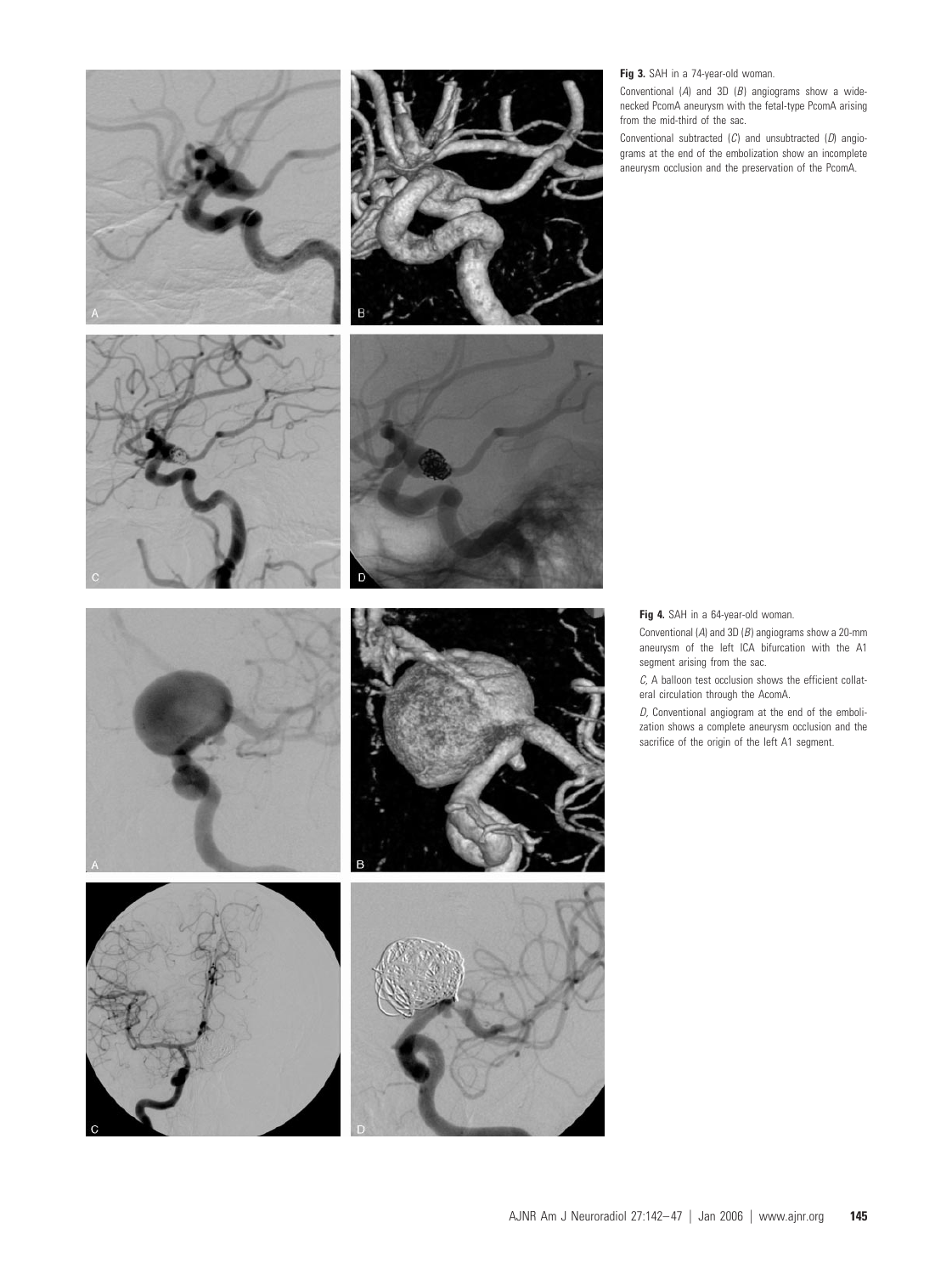**Fig 3.** SAH in a 74-year-old woman.

Conventional (*A*) and 3D (*B*) angiograms show a wide-necked PcomA aneurysm with the fetal-type PcomA arising from the mid-third of the sac.

Conventional subtracted (*C*) and unsubtracted (*D*) angiograms at the end of the embolization show an incomplete aneurysm occlusion and the preservation of the PcomA.

**Fig 4.** SAH in a 64-year-old woman.

Conventional (*A*) and 3D (*B*) angiograms show a 20-mm aneurysm of the left ICA bifurcation with the A1 segment arising from the sac.

*C,* A balloon test occlusion shows the efficient collateral circulation through the AcomA.

*D,* Conventional angiogram at the end of the embolization shows a complete aneurysm occlusion and the sacrifice of the origin of the left A1 segment.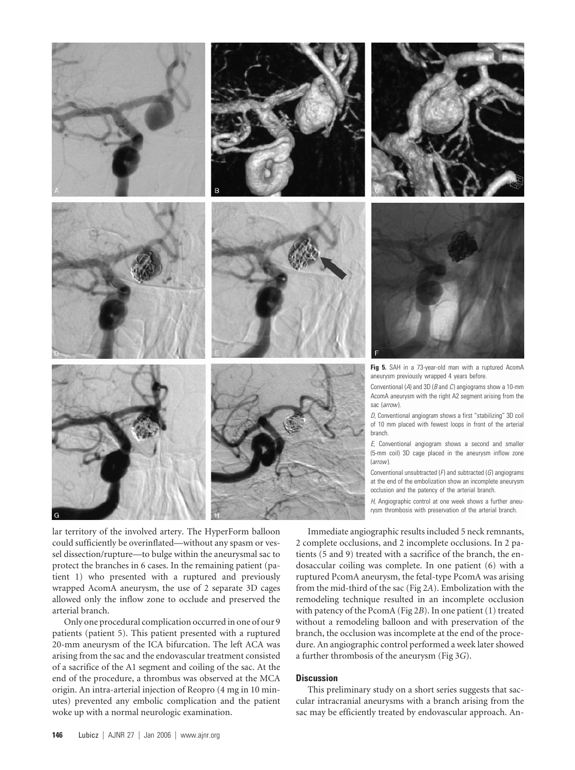**Fig 5.** SAH in a 73-year-old man with a ruptured AcomA aneurysm previously wrapped 4 years before.

Conventional (*A*) and 3D (*B* and *C*) angiograms show a 10-mm AcomA aneurysm with the right A2 segment arising from the sac (*arrow*).

*D,* Conventional angiogram shows a first "stabilizing" 3D coil of 10 mm placed with fewest loops in front of the arterial branch.

*E,* Conventional angiogram shows a second and smaller (5-mm coil) 3D cage placed in the aneurysm inflow zone (*arrow*).

Conventional unsubtracted (*F*) and subtracted (*G*) angiograms at the end of the embolization show an incomplete aneurysm occlusion and the patency of the arterial branch.

*H,* Angiographic control at one week shows a further aneurysm thrombosis with preservation of the arterial branch.

lar territory of the involved artery. The HyperForm balloon could sufficiently be overinflated—without any spasm or vessel dissection/rupture—to bulge within the aneurysmal sac to protect the branches in 6 cases. In the remaining patient (patient 1) who presented with a ruptured and previously wrapped AcomA aneurysm, the use of 2 separate 3D cages allowed only the inflow zone to occlude and preserved the arterial branch.

Only one procedural complication occurred in one of our 9 patients (patient 5). This patient presented with a ruptured 20-mm aneurysm of the ICA bifurcation. The left ACA was arising from the sac and the endovascular treatment consisted of a sacrifice of the A1 segment and coiling of the sac. At the end of the procedure, a thrombus was observed at the MCA origin. An intra-arterial injection of Reopro (4 mg in 10 minutes) prevented any embolic complication and the patient woke up with a normal neurologic examination.

Immediate angiographic results included 5 neck remnants, 2 complete occlusions, and 2 incomplete occlusions. In 2 patients (5 and 9) treated with a sacrifice of the branch, the endosaccular coiling was complete. In one patient (6) with a ruptured PcomA aneurysm, the fetal-type PcomA was arising from the mid-third of the sac (Fig 2*A*). Embolization with the remodeling technique resulted in an incomplete occlusion with patency of the PcomA (Fig 2*B*). In one patient (1) treated without a remodeling balloon and with preservation of the branch, the occlusion was incomplete at the end of the procedure. An angiographic control performed a week later showed a further thrombosis of the aneurysm (Fig 3*G*).

## Discussion

This preliminary study on a short series suggests that saccular intracranial aneurysms with a branch arising from the sac may be efficiently treated by endovascular approach. An-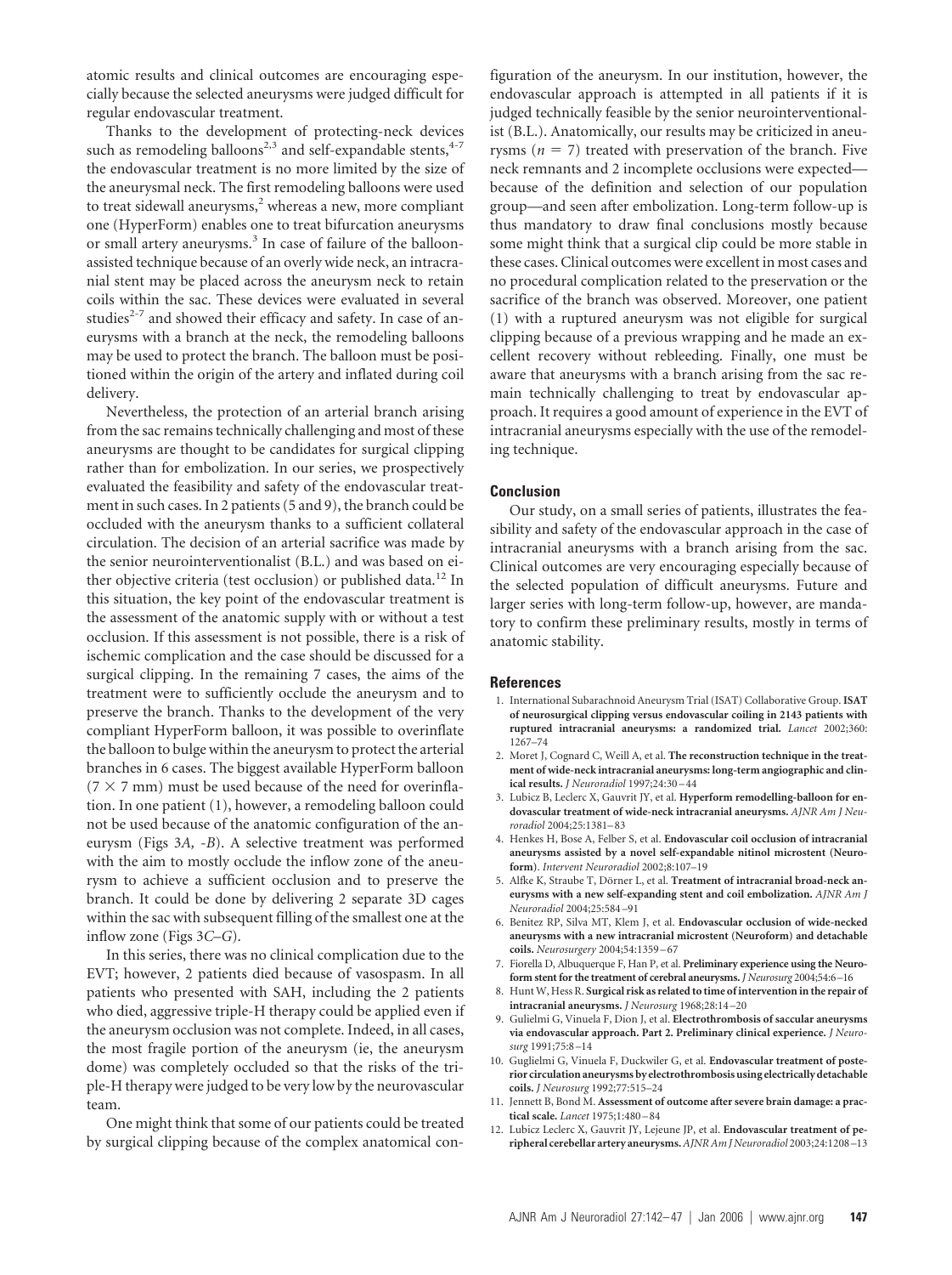atomic results and clinical outcomes are encouraging especially because the selected aneurysms were judged difficult for regular endovascular treatment.

Thanks to the development of protecting-neck devices such as remodeling balloons[2,3] and self-expandable stents,[4-7] the endovascular treatment is no more limited by the size of the aneurysmal neck. The first remodeling balloons were used to treat sidewall aneurysms,[2] whereas a new, more compliant one (HyperForm) enables one to treat bifurcation aneurysms or small artery aneurysms.[3] In case of failure of the balloon-assisted technique because of an overly wide neck, an intracranial stent may be placed across the aneurysm neck to retain coils within the sac. These devices were evaluated in several studies[2-7] and showed their efficacy and safety. In case of aneurysms with a branch at the neck, the remodeling balloons may be used to protect the branch. The balloon must be positioned within the origin of the artery and inflated during coil delivery.

Nevertheless, the protection of an arterial branch arising from the sac remains technically challenging and most of these aneurysms are thought to be candidates for surgical clipping rather than for embolization. In our series, we prospectively evaluated the feasibility and safety of the endovascular treatment in such cases. In 2 patients (5 and 9), the branch could be occluded with the aneurysm thanks to a sufficient collateral circulation. The decision of an arterial sacrifice was made by the senior neurointerventionalist (B.L.) and was based on either objective criteria (test occlusion) or published data.[12] In this situation, the key point of the endovascular treatment is the assessment of the anatomic supply with or without a test occlusion. If this assessment is not possible, there is a risk of ischemic complication and the case should be discussed for a surgical clipping. In the remaining 7 cases, the aims of the treatment were to sufficiently occlude the aneurysm and to preserve the branch. Thanks to the development of the very compliant HyperForm balloon, it was possible to overinflate the balloon to bulge within the aneurysm to protect the arterial branches in 6 cases. The biggest available HyperForm balloon ($7 \times 7$ mm) must be used because of the need for overinflation. In one patient (1), however, a remodeling balloon could not be used because of the anatomic configuration of the aneurysm (Figs 3*A, -B*). A selective treatment was performed with the aim to mostly occlude the inflow zone of the aneurysm to achieve a sufficient occlusion and to preserve the branch. It could be done by delivering 2 separate 3D cages within the sac with subsequent filling of the smallest one at the inflow zone (Figs 3*C–G*).

In this series, there was no clinical complication due to the EVT; however, 2 patients died because of vasospasm. In all patients who presented with SAH, including the 2 patients who died, aggressive triple-H therapy could be applied even if the aneurysm occlusion was not complete. Indeed, in all cases, the most fragile portion of the aneurysm (ie, the aneurysm dome) was completely occluded so that the risks of the triple-H therapy were judged to be very low by the neurovascular team.

One might think that some of our patients could be treated by surgical clipping because of the complex anatomical configuration of the aneurysm. In our institution, however, the endovascular approach is attempted in all patients if it is judged technically feasible by the senior neurointerventionalist (B.L.). Anatomically, our results may be criticized in aneurysms ($n = 7$) treated with preservation of the branch. Five neck remnants and 2 incomplete occlusions were expected—because of the definition and selection of our population group—and seen after embolization. Long-term follow-up is thus mandatory to draw final conclusions mostly because some might think that a surgical clip could be more stable in these cases. Clinical outcomes were excellent in most cases and no procedural complication related to the preservation or the sacrifice of the branch was observed. Moreover, one patient (1) with a ruptured aneurysm was not eligible for surgical clipping because of a previous wrapping and he made an excellent recovery without rebleeding. Finally, one must be aware that aneurysms with a branch arising from the sac remain technically challenging to treat by endovascular approach. It requires a good amount of experience in the EVT of intracranial aneurysms especially with the use of the remodeling technique.

## Conclusion

Our study, on a small series of patients, illustrates the feasibility and safety of the endovascular approach in the case of intracranial aneurysms with a branch arising from the sac. Clinical outcomes are very encouraging especially because of the selected population of difficult aneurysms. Future and larger series with long-term follow-up, however, are mandatory to confirm these preliminary results, mostly in terms of anatomic stability.

## References

1. International Subarachnoid Aneurysm Trial (ISAT) Collaborative Group. **ISAT of neurosurgical clipping versus endovascular coiling in 2143 patients with ruptured intracranial aneurysms: a randomized trial.** *Lancet* 2002;360:1267–74
2. Moret J, Cognard C, Weill A, et al. **The reconstruction technique in the treatment of wide-neck intracranial aneurysms: long-term angiographic and clinical results.** *J Neuroradiol* 1997;24:30–44
3. Lubicz B, Leclerc X, Gauvrit JY, et al. **Hyperform remodelling-balloon for endovascular treatment of wide-neck intracranial aneurysms.** *AJNR Am J Neuroradiol* 2004;25:1381–83
4. Henkes H, Bose A, Felber S, et al. **Endovascular coil occlusion of intracranial aneurysms assisted by a novel self-expandable nitinol microstent (Neuroform).** *Intervent Neuroradiol* 2002;8:107–19
5. Alfke K, Straube T, Dörner L, et al. **Treatment of intracranial broad-neck aneurysms with a new self-expanding stent and coil embolization.** *AJNR Am J Neuroradiol* 2004;25:584–91
6. Benitez RP, Silva MT, Klem J, et al. **Endovascular occlusion of wide-necked aneurysms with a new intracranial microstent (Neuroform) and detachable coils.** *Neurosurgery* 2004;54:1359–67
7. Fiorella D, Albuquerque F, Han P, et al. **Preliminary experience using the Neuroform stent for the treatment of cerebral aneurysms.** *J Neurosurg* 2004;54:6–16
8. Hunt W, Hess R. **Surgical risk as related to time of intervention in the repair of intracranial aneurysms.** *J Neurosurg* 1968;28:14–20
9. Gulielmi G, Vinuela F, Dion J, et al. **Electrothrombosis of saccular aneurysms via endovascular approach. Part 2. Preliminary clinical experience.** *J Neurosurg* 1991;75:8–14
10. Guglielmi G, Vinuela F, Duckwiler G, et al. **Endovascular treatment of posterior circulation aneurysms by electrothrombosis using electrically detachable coils.** *J Neurosurg* 1992;77:515–24
11. Jennett B, Bond M. **Assessment of outcome after severe brain damage: a practical scale.** *Lancet* 1975;1:480–84
12. Lubicz Leclerc X, Gauvrit JY, Lejeune JP, et al. **Endovascular treatment of peripheral cerebellar artery aneurysms.** *AJNR Am J Neuroradiol* 2003;24:1208–13